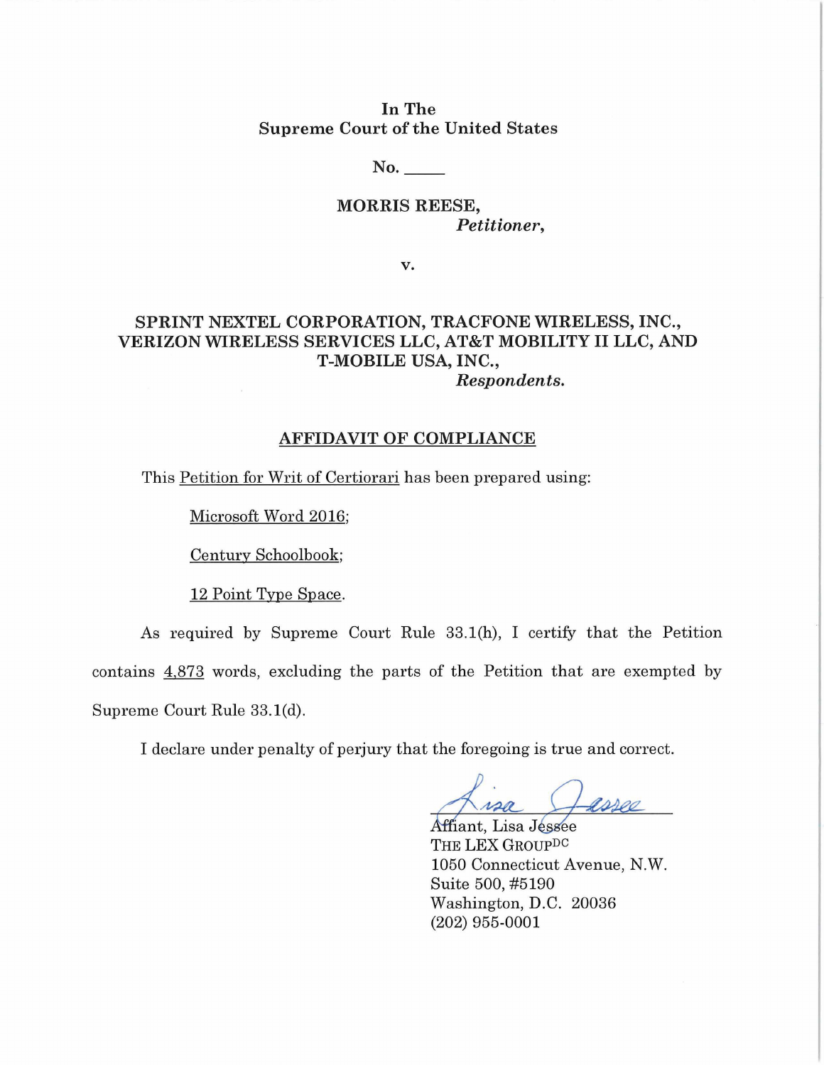In The
Supreme Court of the United States

No. _____

MORRIS REESE,
*Petitioner,*

v.

SPRINT NEXTEL CORPORATION, TRACFONE WIRELESS, INC., VERIZON WIRELESS SERVICES LLC, AT&T MOBILITY II LLC, AND T-MOBILE USA, INC.,
*Respondents.*

## AFFIDAVIT OF COMPLIANCE

This Petition for Writ of Certiorari has been prepared using:

Microsoft Word 2016;

Century Schoolbook;

12 Point Type Space.

As required by Supreme Court Rule 33.1(h), I certify that the Petition contains 4,873 words, excluding the parts of the Petition that are exempted by Supreme Court Rule 33.1(d).

I declare under penalty of perjury that the foregoing is true and correct.

Affiant, Lisa Jessee
THE LEX GROUP[DC]
1050 Connecticut Avenue, N.W.
Suite 500, #5190
Washington, D.C. 20036
(202) 955-0001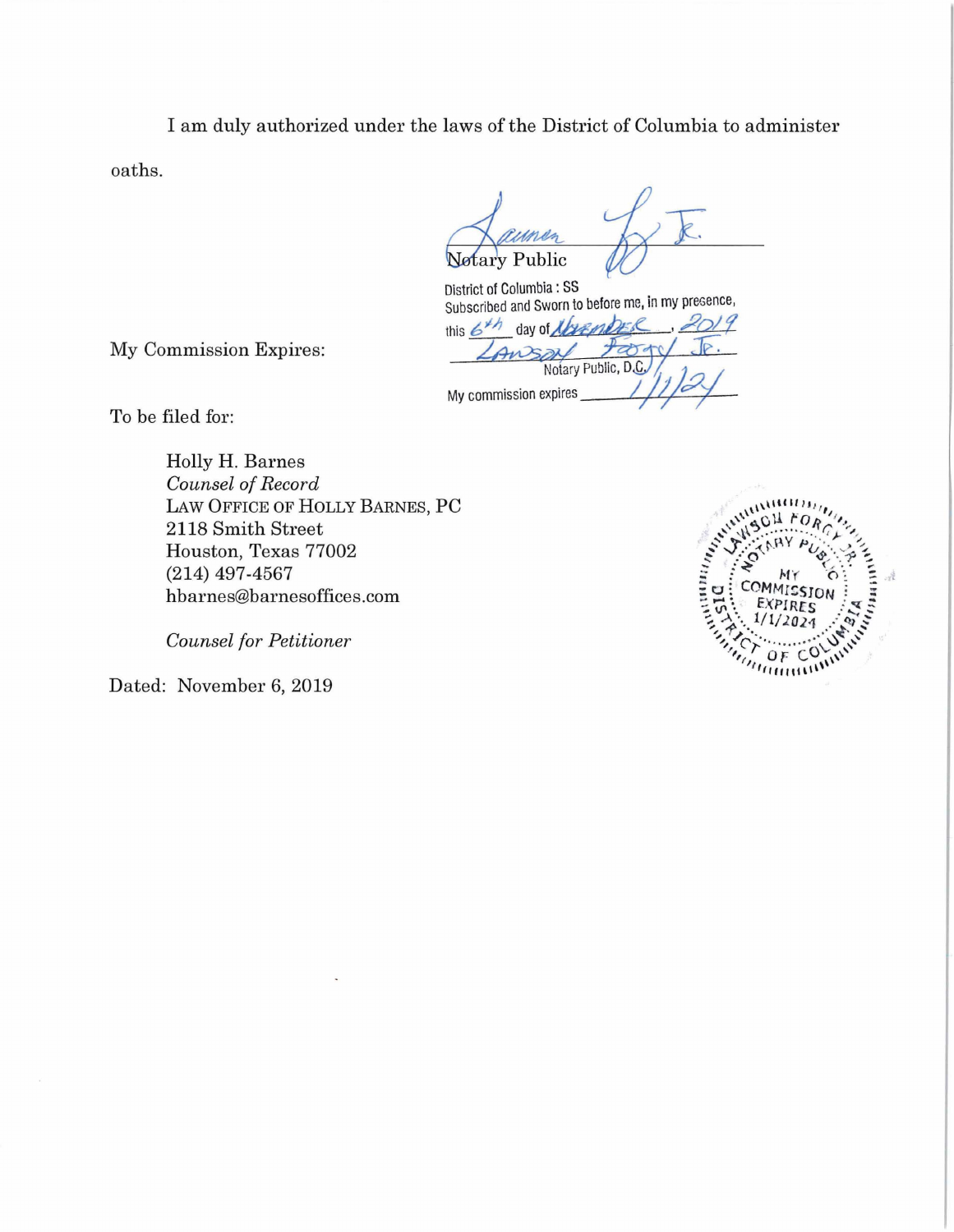I am duly authorized under the laws of the District of Columbia to administer oaths.

Notary Public

District of Columbia : SS
Subscribed and Sworn to before me, in my presence,
this 6th day of November, 2019
Lawson Forcy Jr.
Notary Public, D.C.
My commission expires 1/1/24

My Commission Expires:

LAWSON FORCY JR.
NOTARY PUBLIC
MY COMMISSION EXPIRES 1/1/2024
DISTRICT OF COLUMBIA

To be filed for:

> Holly H. Barnes
> *Counsel of Record*
> LAW OFFICE OF HOLLY BARNES, PC
> 2118 Smith Street
> Houston, Texas 77002
> (214) 497-4567
> hbarnes@barnesoffices.com
>
> *Counsel for Petitioner*

Dated: November 6, 2019